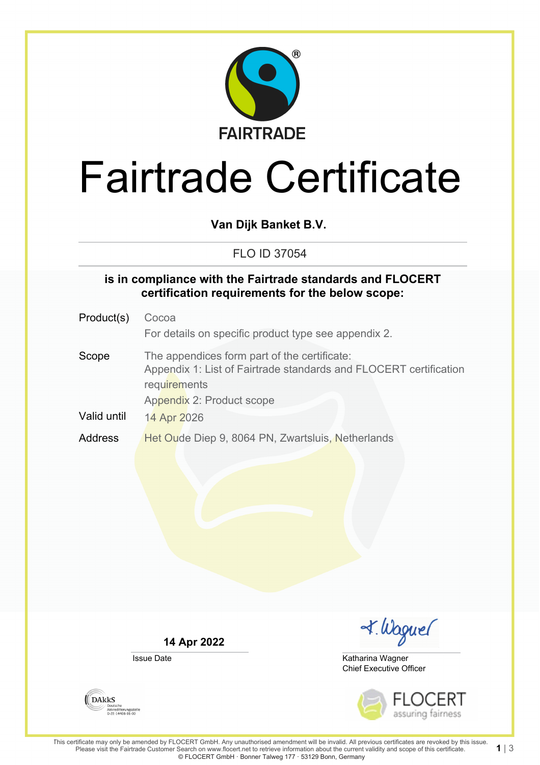FAIRTRADE

# Fairtrade Certificate

**Van Dijk Banket B.V.**

FLO ID 37054

**is in compliance with the Fairtrade standards and FLOCERT certification requirements for the below scope:**

| | |
|---|---|
| Product(s) | Cocoa<br>For details on specific product type see appendix 2. |
| Scope | The appendices form part of the certificate:<br>Appendix 1: List of Fairtrade standards and FLOCERT certification requirements<br>Appendix 2: Product scope |
| Valid until | 14 Apr 2026 |
| Address | Het Oude Diep 9, 8064 PN, Zwartsluis, Netherlands |

**14 Apr 2022**

Issue Date

Katharina Wagner
Chief Executive Officer

DAkkS Deutsche Akkreditierungsstelle D-ZE-14408-01-00

FLOCERT assuring fairness

This certificate may only be amended by FLOCERT GmbH. Any unauthorised amendment will be invalid. All previous certificates are revoked by this issue. Please visit the Fairtrade Customer Search on www.flocert.net to retrieve information about the current validity and scope of this certificate.
© FLOCERT GmbH · Bonner Talweg 177 · 53129 Bonn, Germany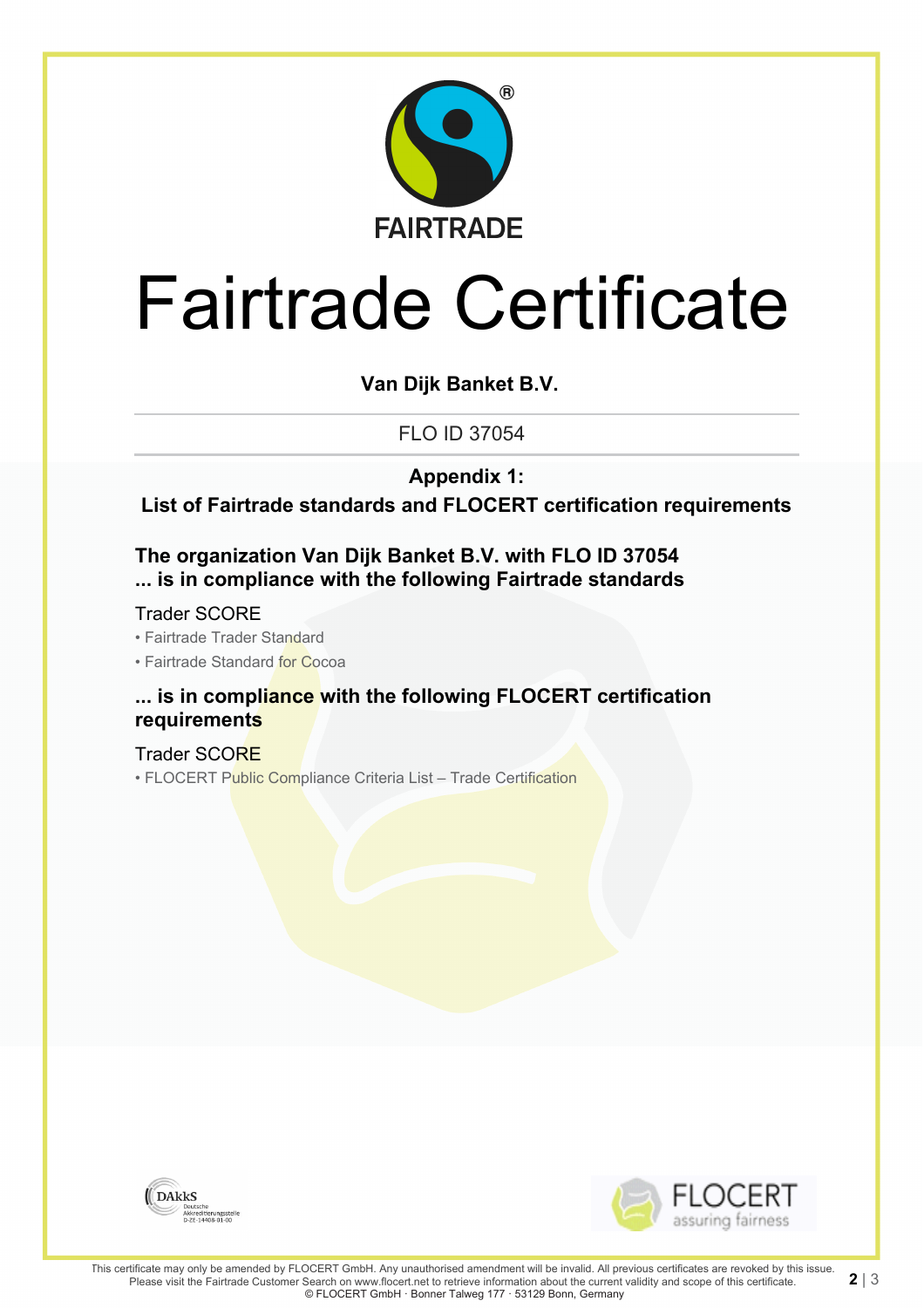# Fairtrade Certificate

**Van Dijk Banket B.V.**

FLO ID 37054

**Appendix 1:**

**List of Fairtrade standards and FLOCERT certification requirements**

**The organization Van Dijk Banket B.V. with FLO ID 37054**
**... is in compliance with the following Fairtrade standards**

Trader SCORE

- Fairtrade Trader Standard
- Fairtrade Standard for Cocoa

**... is in compliance with the following FLOCERT certification requirements**

Trader SCORE

- FLOCERT Public Compliance Criteria List – Trade Certification

This certificate may only be amended by FLOCERT GmbH. Any unauthorised amendment will be invalid. All previous certificates are revoked by this issue.
Please visit the Fairtrade Customer Search on www.flocert.net to retrieve information about the current validity and scope of this certificate.
© FLOCERT GmbH · Bonner Talweg 177 · 53129 Bonn, Germany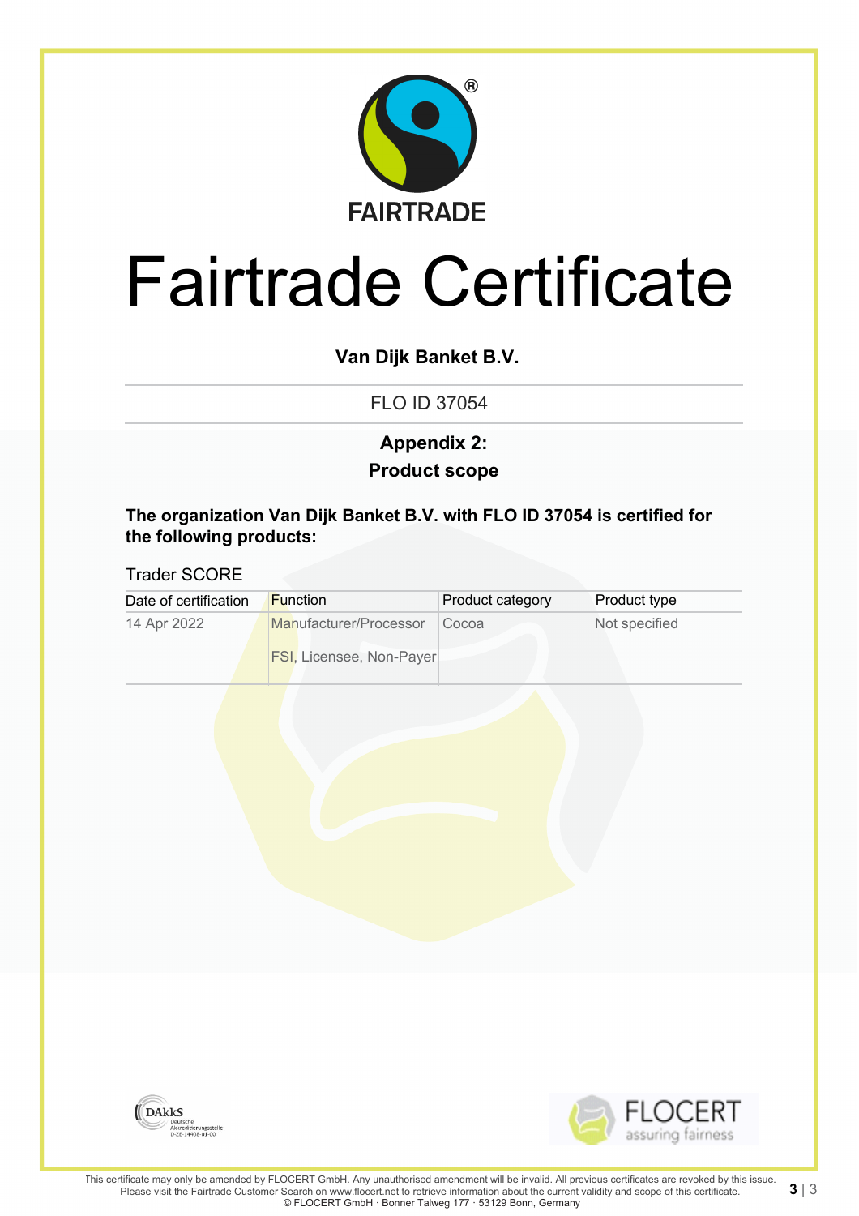FAIRTRADE

# Fairtrade Certificate

**Van Dijk Banket B.V.**

FLO ID 37054

## Appendix 2:
## Product scope

**The organization Van Dijk Banket B.V. with FLO ID 37054 is certified for the following products:**

Trader SCORE

| Date of certification | Function | Product category | Product type |
|---|---|---|---|
| 14 Apr 2022 | Manufacturer/Processor<br><br>FSI, Licensee, Non-Payer | Cocoa | Not specified |

DAkkS Deutsche Akkreditierungsstelle D-ZE-14408-01-00

FLOCERT assuring fairness

This certificate may only be amended by FLOCERT GmbH. Any unauthorised amendment will be invalid. All previous certificates are revoked by this issue. Please visit the Fairtrade Customer Search on www.flocert.net to retrieve information about the current validity and scope of this certificate.
© FLOCERT GmbH · Bonner Talweg 177 · 53129 Bonn, Germany